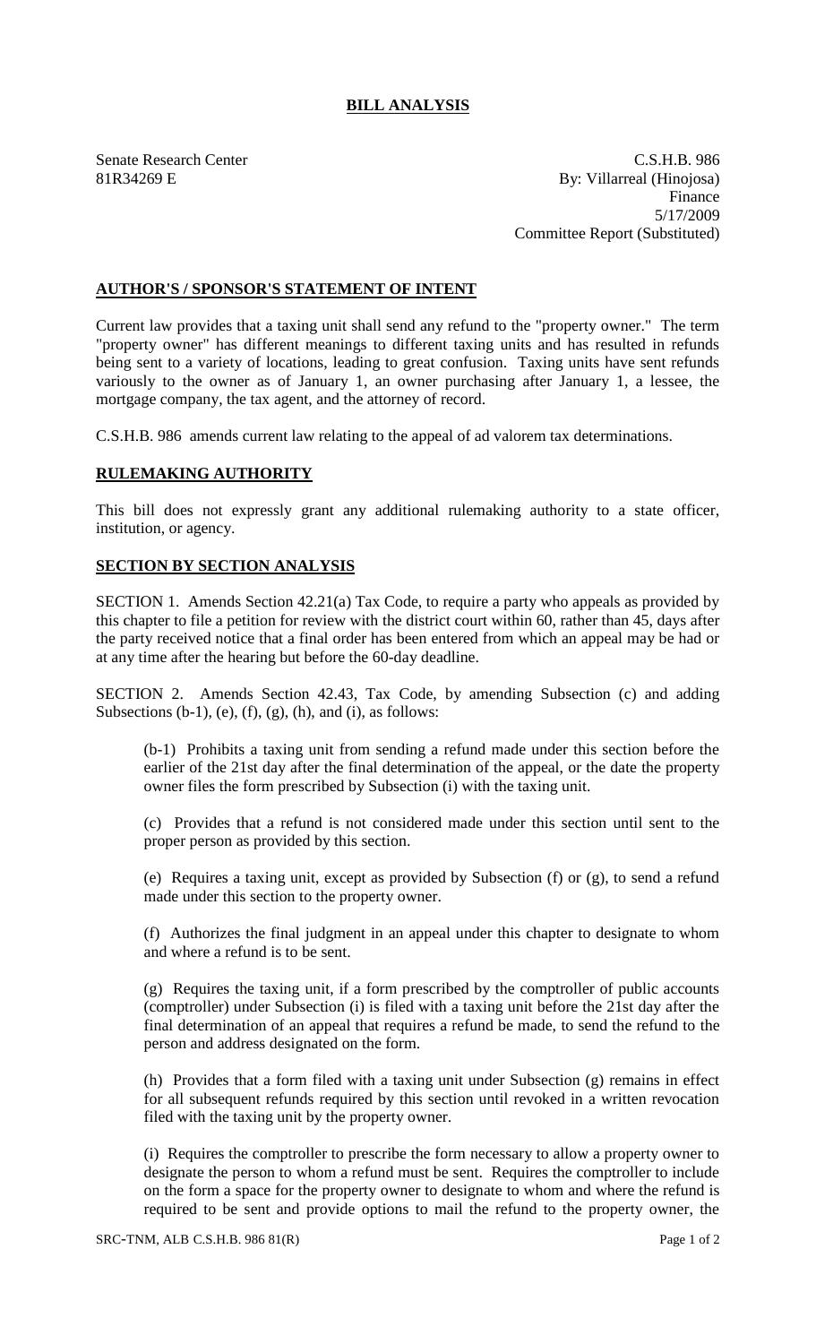# BILL ANALYSIS

Senate Research Center
81R34269 E

C.S.H.B. 986
By: Villarreal (Hinojosa)
Finance
5/17/2009
Committee Report (Substituted)

## AUTHOR'S / SPONSOR'S STATEMENT OF INTENT

Current law provides that a taxing unit shall send any refund to the "property owner." The term "property owner" has different meanings to different taxing units and has resulted in refunds being sent to a variety of locations, leading to great confusion. Taxing units have sent refunds variously to the owner as of January 1, an owner purchasing after January 1, a lessee, the mortgage company, the tax agent, and the attorney of record.

C.S.H.B. 986 amends current law relating to the appeal of ad valorem tax determinations.

## RULEMAKING AUTHORITY

This bill does not expressly grant any additional rulemaking authority to a state officer, institution, or agency.

## SECTION BY SECTION ANALYSIS

SECTION 1. Amends Section 42.21(a) Tax Code, to require a party who appeals as provided by this chapter to file a petition for review with the district court within 60, rather than 45, days after the party received notice that a final order has been entered from which an appeal may be had or at any time after the hearing but before the 60-day deadline.

SECTION 2. Amends Section 42.43, Tax Code, by amending Subsection (c) and adding Subsections (b-1), (e), (f), (g), (h), and (i), as follows:

(b-1) Prohibits a taxing unit from sending a refund made under this section before the earlier of the 21st day after the final determination of the appeal, or the date the property owner files the form prescribed by Subsection (i) with the taxing unit.

(c) Provides that a refund is not considered made under this section until sent to the proper person as provided by this section.

(e) Requires a taxing unit, except as provided by Subsection (f) or (g), to send a refund made under this section to the property owner.

(f) Authorizes the final judgment in an appeal under this chapter to designate to whom and where a refund is to be sent.

(g) Requires the taxing unit, if a form prescribed by the comptroller of public accounts (comptroller) under Subsection (i) is filed with a taxing unit before the 21st day after the final determination of an appeal that requires a refund be made, to send the refund to the person and address designated on the form.

(h) Provides that a form filed with a taxing unit under Subsection (g) remains in effect for all subsequent refunds required by this section until revoked in a written revocation filed with the taxing unit by the property owner.

(i) Requires the comptroller to prescribe the form necessary to allow a property owner to designate the person to whom a refund must be sent. Requires the comptroller to include on the form a space for the property owner to designate to whom and where the refund is required to be sent and provide options to mail the refund to the property owner, the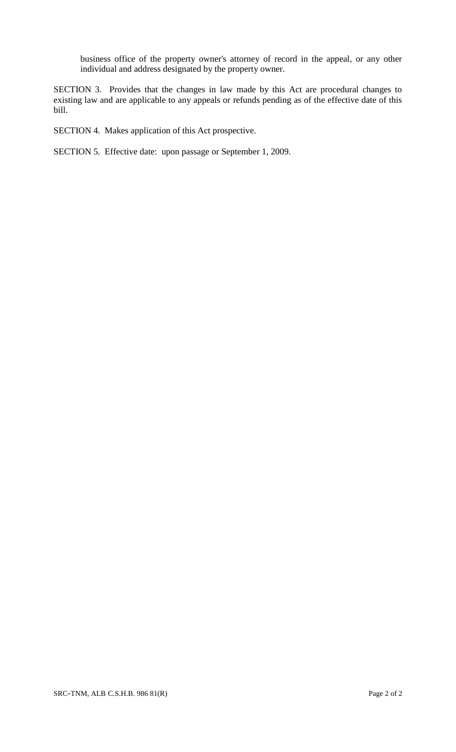business office of the property owner's attorney of record in the appeal, or any other individual and address designated by the property owner.

SECTION 3. Provides that the changes in law made by this Act are procedural changes to existing law and are applicable to any appeals or refunds pending as of the effective date of this bill.

SECTION 4. Makes application of this Act prospective.

SECTION 5. Effective date: upon passage or September 1, 2009.